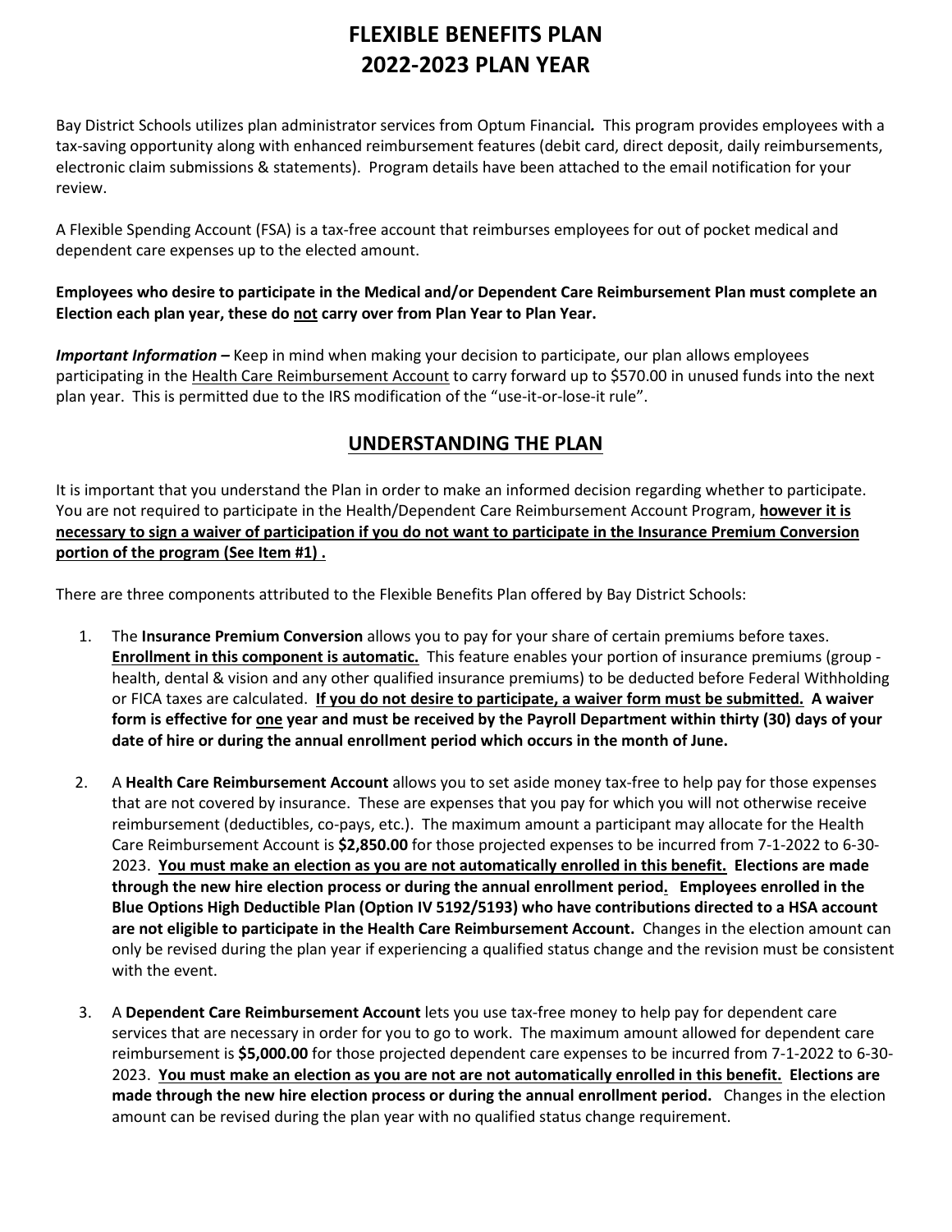# FLEXIBLE BENEFITS PLAN
# 2022-2023 PLAN YEAR

Bay District Schools utilizes plan administrator services from Optum Financial*.* This program provides employees with a tax-saving opportunity along with enhanced reimbursement features (debit card, direct deposit, daily reimbursements, electronic claim submissions & statements). Program details have been attached to the email notification for your review.

A Flexible Spending Account (FSA) is a tax-free account that reimburses employees for out of pocket medical and dependent care expenses up to the elected amount.

**Employees who desire to participate in the Medical and/or Dependent Care Reimbursement Plan must complete an Election each plan year, these do <u>not</u> carry over from Plan Year to Plan Year.**

***Important Information –*** Keep in mind when making your decision to participate, our plan allows employees participating in the <u>Health Care Reimbursement Account</u> to carry forward up to $570.00 in unused funds into the next plan year. This is permitted due to the IRS modification of the "use-it-or-lose-it rule".

## <u>UNDERSTANDING THE PLAN</u>

It is important that you understand the Plan in order to make an informed decision regarding whether to participate. You are not required to participate in the Health/Dependent Care Reimbursement Account Program, **<u>however it is necessary to sign a waiver of participation if you do not want to participate in the Insurance Premium Conversion portion of the program (See Item #1) .</u>**

There are three components attributed to the Flexible Benefits Plan offered by Bay District Schools:

1. The **Insurance Premium Conversion** allows you to pay for your share of certain premiums before taxes. **<u>Enrollment in this component is automatic.</u>** This feature enables your portion of insurance premiums (group - health, dental & vision and any other qualified insurance premiums) to be deducted before Federal Withholding or FICA taxes are calculated. **<u>If you do not desire to participate, a waiver form must be submitted.</u> A waiver form is effective for <u>one</u> year and must be received by the Payroll Department within thirty (30) days of your date of hire or during the annual enrollment period which occurs in the month of June.**

2. A **Health Care Reimbursement Account** allows you to set aside money tax-free to help pay for those expenses that are not covered by insurance. These are expenses that you pay for which you will not otherwise receive reimbursement (deductibles, co-pays, etc.). The maximum amount a participant may allocate for the Health Care Reimbursement Account is **$2,850.00** for those projected expenses to be incurred from 7-1-2022 to 6-30-2023. **<u>You must make an election as you are not automatically enrolled in this benefit.</u> Elections are made through the new hire election process or during the annual enrollment period<u>.</u> Employees enrolled in the Blue Options High Deductible Plan (Option IV 5192/5193) who have contributions directed to a HSA account are not eligible to participate in the Health Care Reimbursement Account.** Changes in the election amount can only be revised during the plan year if experiencing a qualified status change and the revision must be consistent with the event.

3. A **Dependent Care Reimbursement Account** lets you use tax-free money to help pay for dependent care services that are necessary in order for you to go to work. The maximum amount allowed for dependent care reimbursement is **$5,000.00** for those projected dependent care expenses to be incurred from 7-1-2022 to 6-30-2023. **<u>You must make an election as you are not are not automatically enrolled in this benefit.</u> Elections are made through the new hire election process or during the annual enrollment period.** Changes in the election amount can be revised during the plan year with no qualified status change requirement.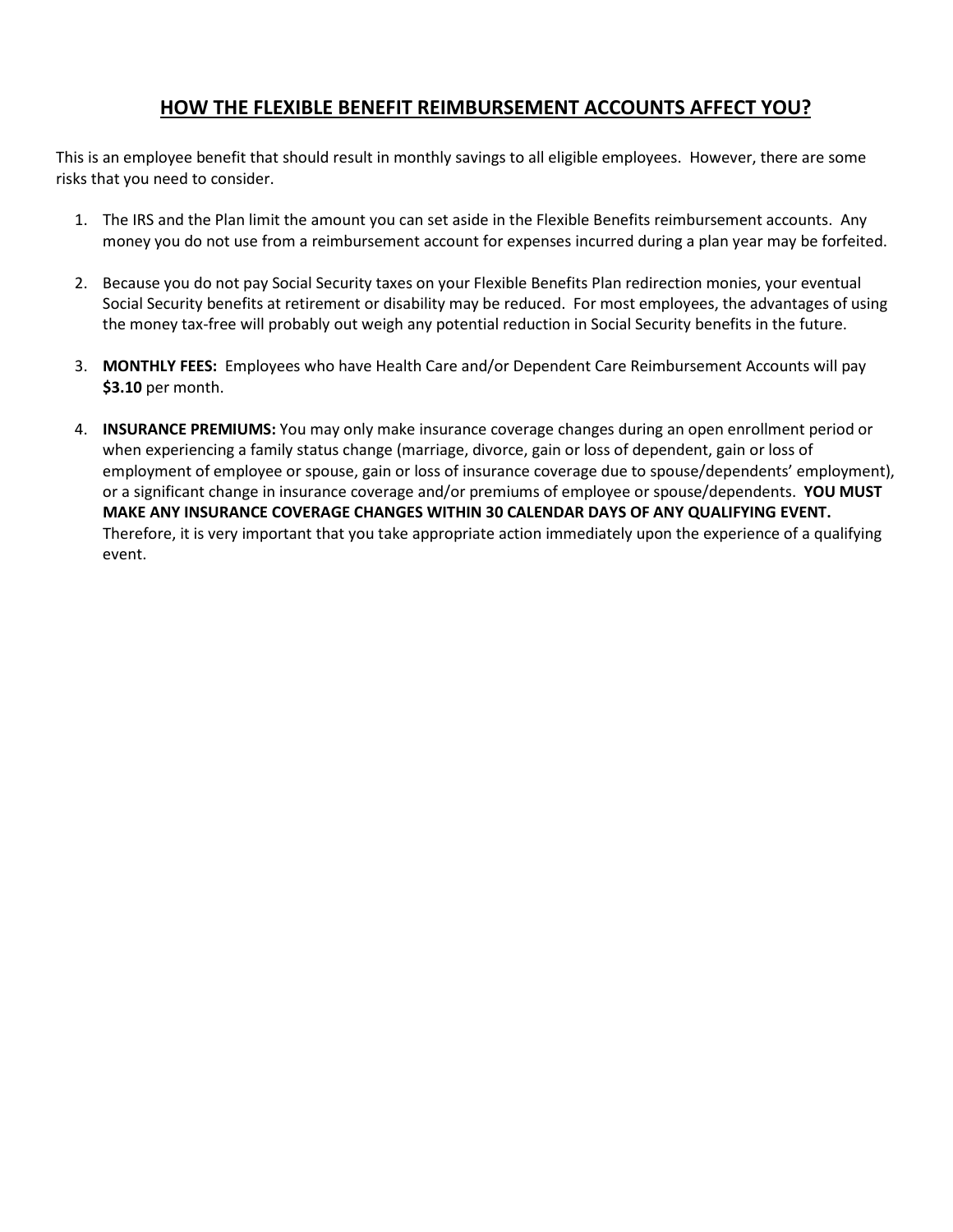## HOW THE FLEXIBLE BENEFIT REIMBURSEMENT ACCOUNTS AFFECT YOU?

This is an employee benefit that should result in monthly savings to all eligible employees. However, there are some risks that you need to consider.

1. The IRS and the Plan limit the amount you can set aside in the Flexible Benefits reimbursement accounts. Any money you do not use from a reimbursement account for expenses incurred during a plan year may be forfeited.

2. Because you do not pay Social Security taxes on your Flexible Benefits Plan redirection monies, your eventual Social Security benefits at retirement or disability may be reduced. For most employees, the advantages of using the money tax-free will probably out weigh any potential reduction in Social Security benefits in the future.

3. **MONTHLY FEES:** Employees who have Health Care and/or Dependent Care Reimbursement Accounts will pay **$3.10** per month.

4. **INSURANCE PREMIUMS:** You may only make insurance coverage changes during an open enrollment period or when experiencing a family status change (marriage, divorce, gain or loss of dependent, gain or loss of employment of employee or spouse, gain or loss of insurance coverage due to spouse/dependents' employment), or a significant change in insurance coverage and/or premiums of employee or spouse/dependents. **YOU MUST MAKE ANY INSURANCE COVERAGE CHANGES WITHIN 30 CALENDAR DAYS OF ANY QUALIFYING EVENT.** Therefore, it is very important that you take appropriate action immediately upon the experience of a qualifying event.